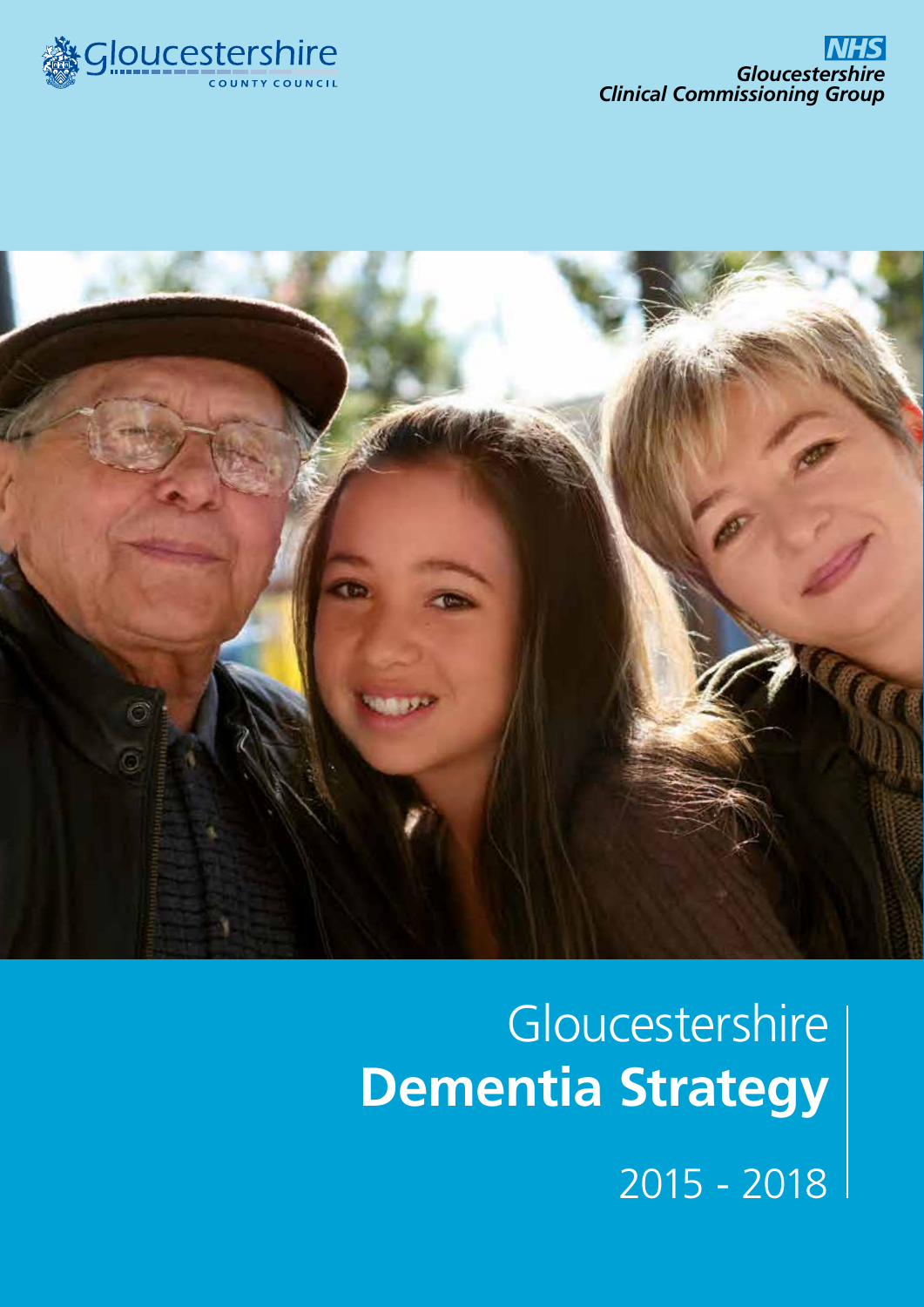Gloucestershire COUNTY COUNCIL

NHS
*Gloucestershire Clinical Commissioning Group*

# Gloucestershire **Dementia Strategy**

2015 - 2018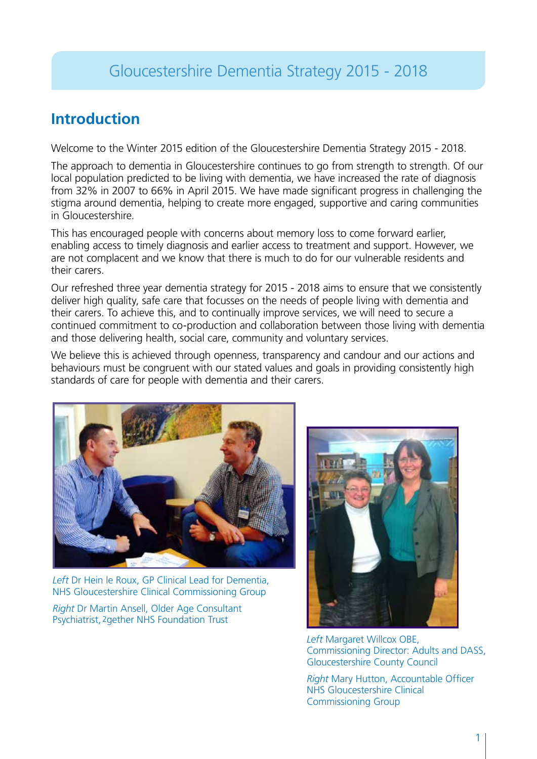# Gloucestershire Dementia Strategy 2015 - 2018

## Introduction

Welcome to the Winter 2015 edition of the Gloucestershire Dementia Strategy 2015 - 2018.

The approach to dementia in Gloucestershire continues to go from strength to strength. Of our local population predicted to be living with dementia, we have increased the rate of diagnosis from 32% in 2007 to 66% in April 2015. We have made significant progress in challenging the stigma around dementia, helping to create more engaged, supportive and caring communities in Gloucestershire.

This has encouraged people with concerns about memory loss to come forward earlier, enabling access to timely diagnosis and earlier access to treatment and support. However, we are not complacent and we know that there is much to do for our vulnerable residents and their carers.

Our refreshed three year dementia strategy for 2015 - 2018 aims to ensure that we consistently deliver high quality, safe care that focusses on the needs of people living with dementia and their carers. To achieve this, and to continually improve services, we will need to secure a continued commitment to co-production and collaboration between those living with dementia and those delivering health, social care, community and voluntary services.

We believe this is achieved through openness, transparency and candour and our actions and behaviours must be congruent with our stated values and goals in providing consistently high standards of care for people with dementia and their carers.

*Left* Dr Hein le Roux, GP Clinical Lead for Dementia, NHS Gloucestershire Clinical Commissioning Group

*Right* Dr Martin Ansell, Older Age Consultant Psychiatrist, 2gether NHS Foundation Trust

*Left* Margaret Willcox OBE, Commissioning Director: Adults and DASS, Gloucestershire County Council

*Right* Mary Hutton, Accountable Officer NHS Gloucestershire Clinical Commissioning Group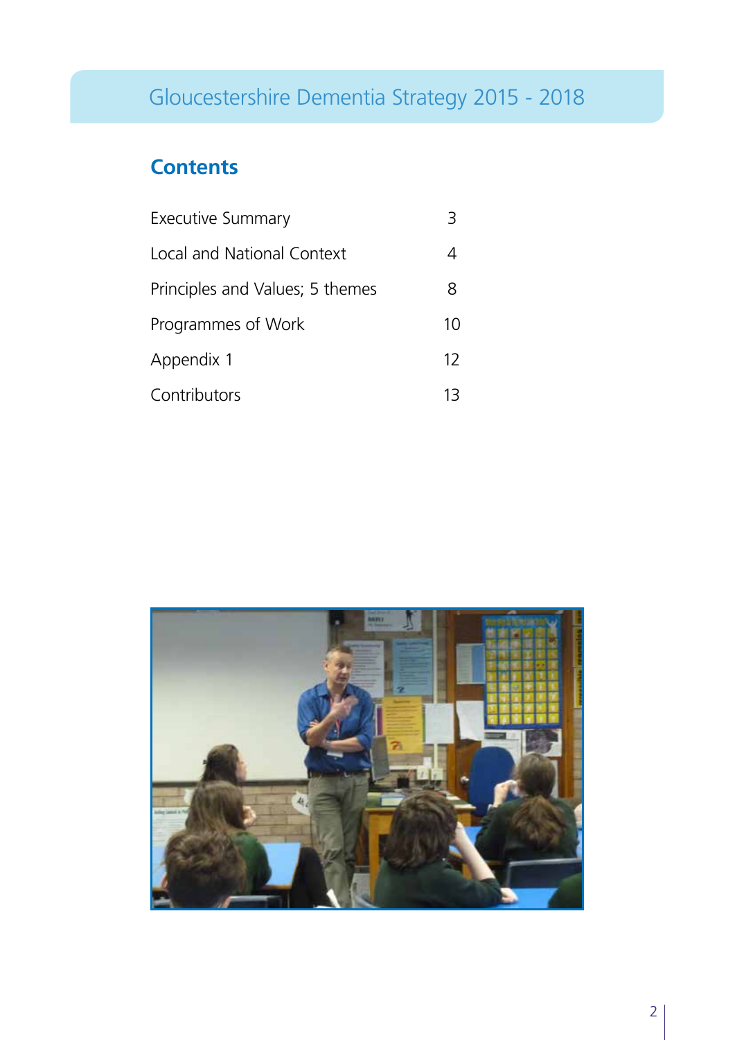## Contents

| | |
|---|---|
| Executive Summary | 3 |
| Local and National Context | 4 |
| Principles and Values; 5 themes | 8 |
| Programmes of Work | 10 |
| Appendix 1 | 12 |
| Contributors | 13 |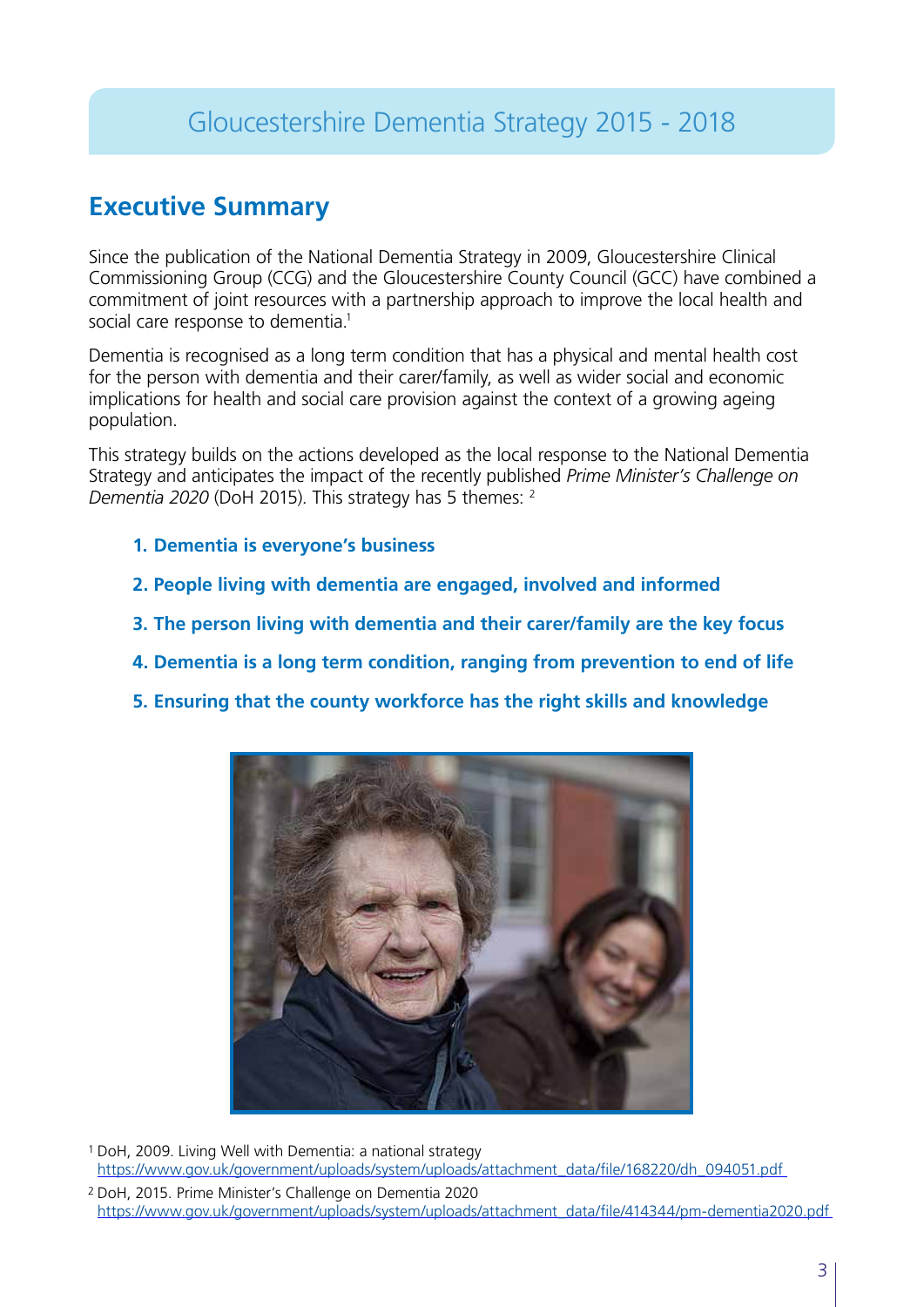Gloucestershire Dementia Strategy 2015 - 2018

## Executive Summary

Since the publication of the National Dementia Strategy in 2009, Gloucestershire Clinical Commissioning Group (CCG) and the Gloucestershire County Council (GCC) have combined a commitment of joint resources with a partnership approach to improve the local health and social care response to dementia.[1]

Dementia is recognised as a long term condition that has a physical and mental health cost for the person with dementia and their carer/family, as well as wider social and economic implications for health and social care provision against the context of a growing ageing population.

This strategy builds on the actions developed as the local response to the National Dementia Strategy and anticipates the impact of the recently published *Prime Minister's Challenge on Dementia 2020* (DoH 2015). This strategy has 5 themes: [2]

1. **Dementia is everyone's business**
2. **People living with dementia are engaged, involved and informed**
3. **The person living with dementia and their carer/family are the key focus**
4. **Dementia is a long term condition, ranging from prevention to end of life**
5. **Ensuring that the county workforce has the right skills and knowledge**

[1] DoH, 2009. Living Well with Dementia: a national strategy
https://www.gov.uk/government/uploads/system/uploads/attachment_data/file/168220/dh_094051.pdf

[2] DoH, 2015. Prime Minister's Challenge on Dementia 2020
https://www.gov.uk/government/uploads/system/uploads/attachment_data/file/414344/pm-dementia2020.pdf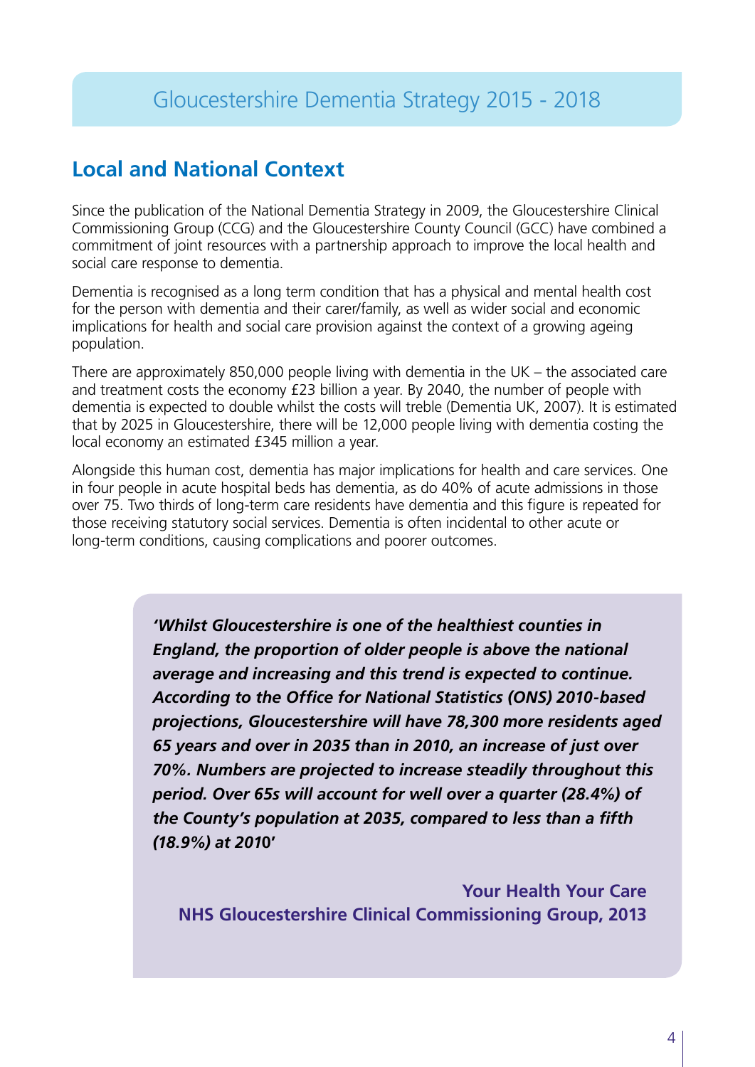## Local and National Context

Since the publication of the National Dementia Strategy in 2009, the Gloucestershire Clinical Commissioning Group (CCG) and the Gloucestershire County Council (GCC) have combined a commitment of joint resources with a partnership approach to improve the local health and social care response to dementia.

Dementia is recognised as a long term condition that has a physical and mental health cost for the person with dementia and their carer/family, as well as wider social and economic implications for health and social care provision against the context of a growing ageing population.

There are approximately 850,000 people living with dementia in the UK – the associated care and treatment costs the economy £23 billion a year. By 2040, the number of people with dementia is expected to double whilst the costs will treble (Dementia UK, 2007). It is estimated that by 2025 in Gloucestershire, there will be 12,000 people living with dementia costing the local economy an estimated £345 million a year.

Alongside this human cost, dementia has major implications for health and care services. One in four people in acute hospital beds has dementia, as do 40% of acute admissions in those over 75. Two thirds of long-term care residents have dementia and this figure is repeated for those receiving statutory social services. Dementia is often incidental to other acute or long-term conditions, causing complications and poorer outcomes.

> ***'Whilst Gloucestershire is one of the healthiest counties in England, the proportion of older people is above the national average and increasing and this trend is expected to continue. According to the Office for National Statistics (ONS) 2010-based projections, Gloucestershire will have 78,300 more residents aged 65 years and over in 2035 than in 2010, an increase of just over 70%. Numbers are projected to increase steadily throughout this period. Over 65s will account for well over a quarter (28.4%) of the County's population at 2035, compared to less than a fifth (18.9%) at 2010'***
>
> **Your Health Your Care**
> **NHS Gloucestershire Clinical Commissioning Group, 2013**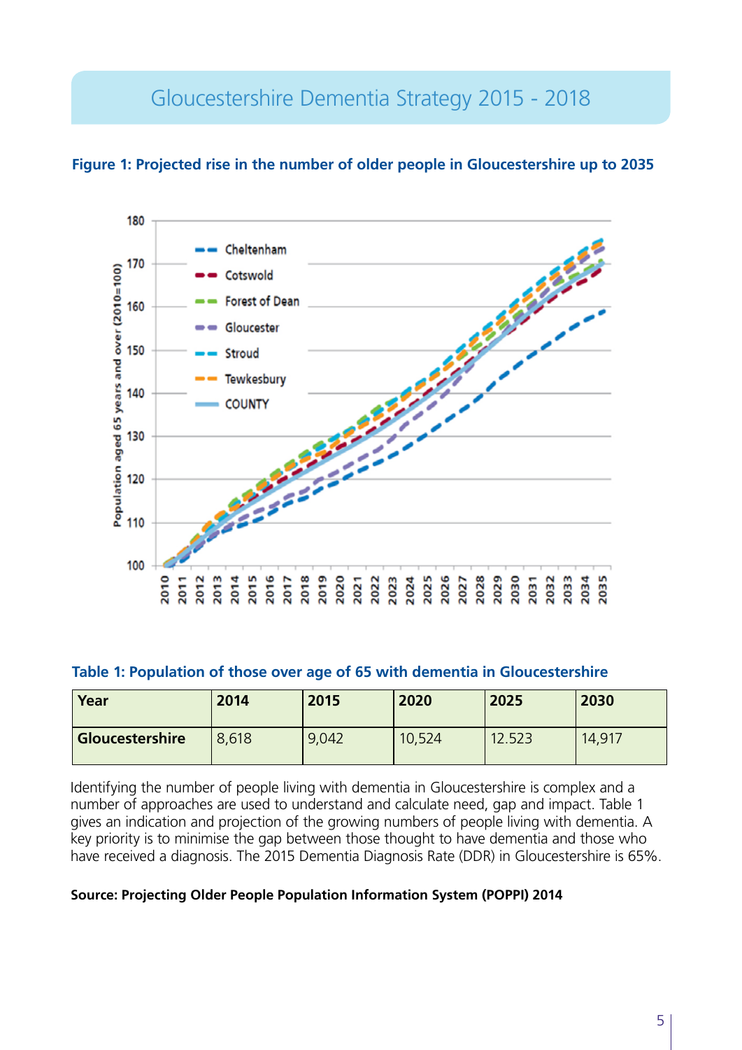# Gloucestershire Dementia Strategy 2015 - 2018

**Figure 1: Projected rise in the number of older people in Gloucestershire up to 2035**

**Table 1: Population of those over age of 65 with dementia in Gloucestershire**

| Year | 2014 | 2015 | 2020 | 2025 | 2030 |
|---|---|---|---|---|---|
| **Gloucestershire** | 8,618 | 9,042 | 10,524 | 12.523 | 14,917 |

Identifying the number of people living with dementia in Gloucestershire is complex and a number of approaches are used to understand and calculate need, gap and impact. Table 1 gives an indication and projection of the growing numbers of people living with dementia. A key priority is to minimise the gap between those thought to have dementia and those who have received a diagnosis. The 2015 Dementia Diagnosis Rate (DDR) in Gloucestershire is 65%.

**Source: Projecting Older People Population Information System (POPPI) 2014**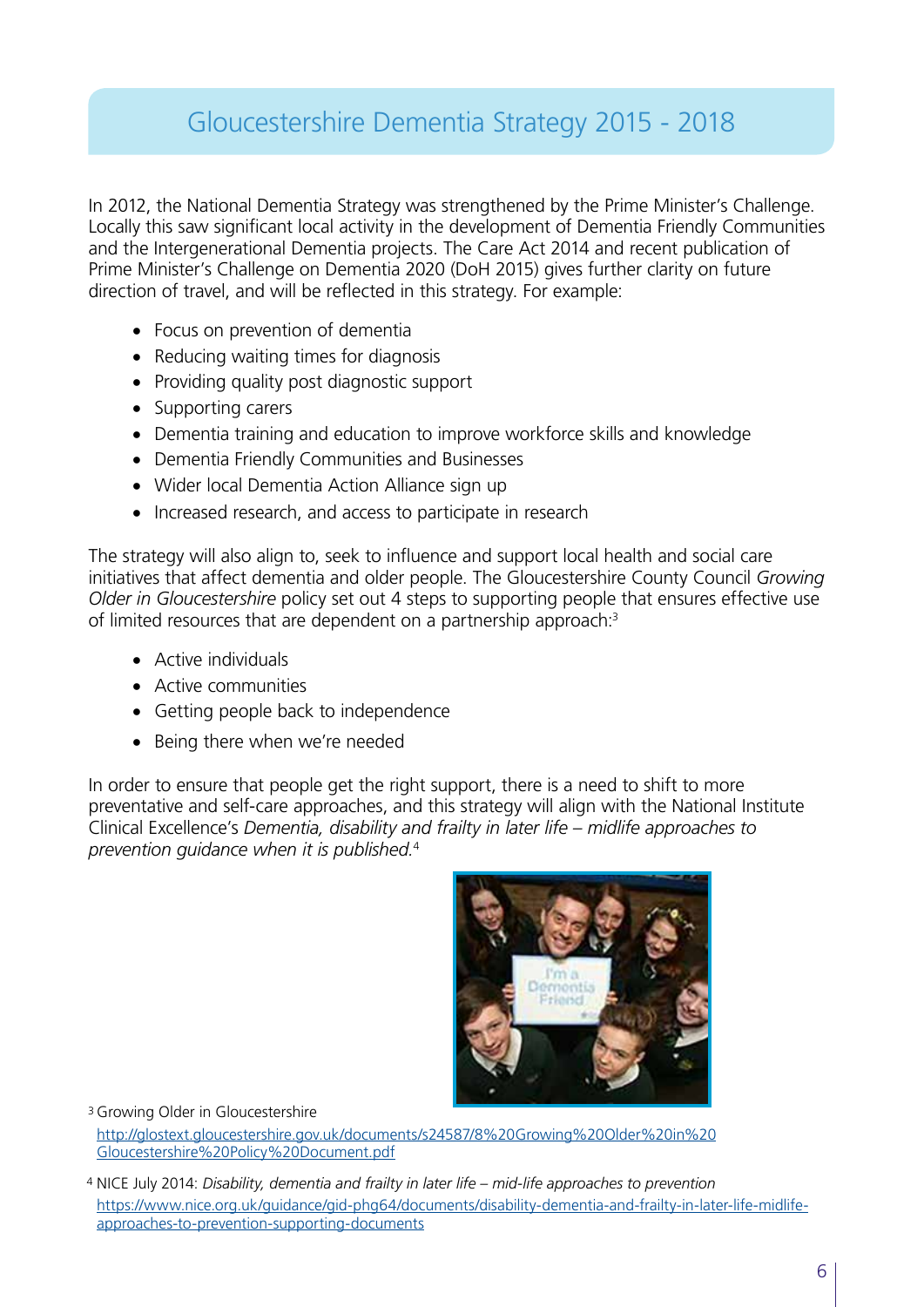# Gloucestershire Dementia Strategy 2015 - 2018

In 2012, the National Dementia Strategy was strengthened by the Prime Minister's Challenge. Locally this saw significant local activity in the development of Dementia Friendly Communities and the Intergenerational Dementia projects. The Care Act 2014 and recent publication of Prime Minister's Challenge on Dementia 2020 (DoH 2015) gives further clarity on future direction of travel, and will be reflected in this strategy. For example:

- Focus on prevention of dementia
- Reducing waiting times for diagnosis
- Providing quality post diagnostic support
- Supporting carers
- Dementia training and education to improve workforce skills and knowledge
- Dementia Friendly Communities and Businesses
- Wider local Dementia Action Alliance sign up
- Increased research, and access to participate in research

The strategy will also align to, seek to influence and support local health and social care initiatives that affect dementia and older people. The Gloucestershire County Council *Growing Older in Gloucestershire* policy set out 4 steps to supporting people that ensures effective use of limited resources that are dependent on a partnership approach:[3]

- Active individuals
- Active communities
- Getting people back to independence
- Being there when we're needed

In order to ensure that people get the right support, there is a need to shift to more preventative and self-care approaches, and this strategy will align with the National Institute Clinical Excellence's *Dementia, disability and frailty in later life – midlife approaches to prevention guidance when it is published.*[4]

[3] Growing Older in Gloucestershire
http://glostext.gloucestershire.gov.uk/documents/s24587/8%20Growing%20Older%20in%20Gloucestershire%20Policy%20Document.pdf

[4] NICE July 2014: *Disability, dementia and frailty in later life – mid-life approaches to prevention*
https://www.nice.org.uk/guidance/gid-phg64/documents/disability-dementia-and-frailty-in-later-life-midlife-approaches-to-prevention-supporting-documents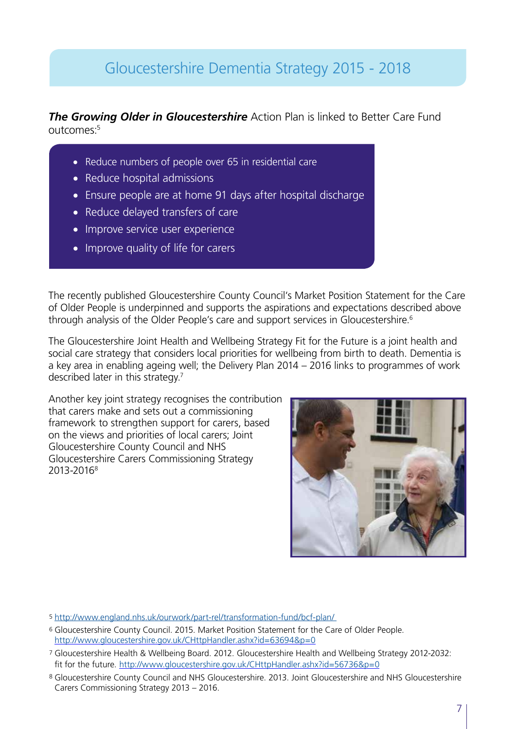# Gloucestershire Dementia Strategy 2015 - 2018

***The Growing Older in Gloucestershire*** Action Plan is linked to Better Care Fund outcomes:[5]

- Reduce numbers of people over 65 in residential care
- Reduce hospital admissions
- Ensure people are at home 91 days after hospital discharge
- Reduce delayed transfers of care
- Improve service user experience
- Improve quality of life for carers

The recently published Gloucestershire County Council's Market Position Statement for the Care of Older People is underpinned and supports the aspirations and expectations described above through analysis of the Older People's care and support services in Gloucestershire.[6]

The Gloucestershire Joint Health and Wellbeing Strategy Fit for the Future is a joint health and social care strategy that considers local priorities for wellbeing from birth to death. Dementia is a key area in enabling ageing well; the Delivery Plan 2014 – 2016 links to programmes of work described later in this strategy.[7]

Another key joint strategy recognises the contribution that carers make and sets out a commissioning framework to strengthen support for carers, based on the views and priorities of local carers; Joint Gloucestershire County Council and NHS Gloucestershire Carers Commissioning Strategy 2013-2016[8]

---

5 http://www.england.nhs.uk/ourwork/part-rel/transformation-fund/bcf-plan/

6 Gloucestershire County Council. 2015. Market Position Statement for the Care of Older People. http://www.gloucestershire.gov.uk/CHttpHandler.ashx?id=63694&p=0

7 Gloucestershire Health & Wellbeing Board. 2012. Gloucestershire Health and Wellbeing Strategy 2012-2032: fit for the future. http://www.gloucestershire.gov.uk/CHttpHandler.ashx?id=56736&p=0

8 Gloucestershire County Council and NHS Gloucestershire. 2013. Joint Gloucestershire and NHS Gloucestershire Carers Commissioning Strategy 2013 – 2016.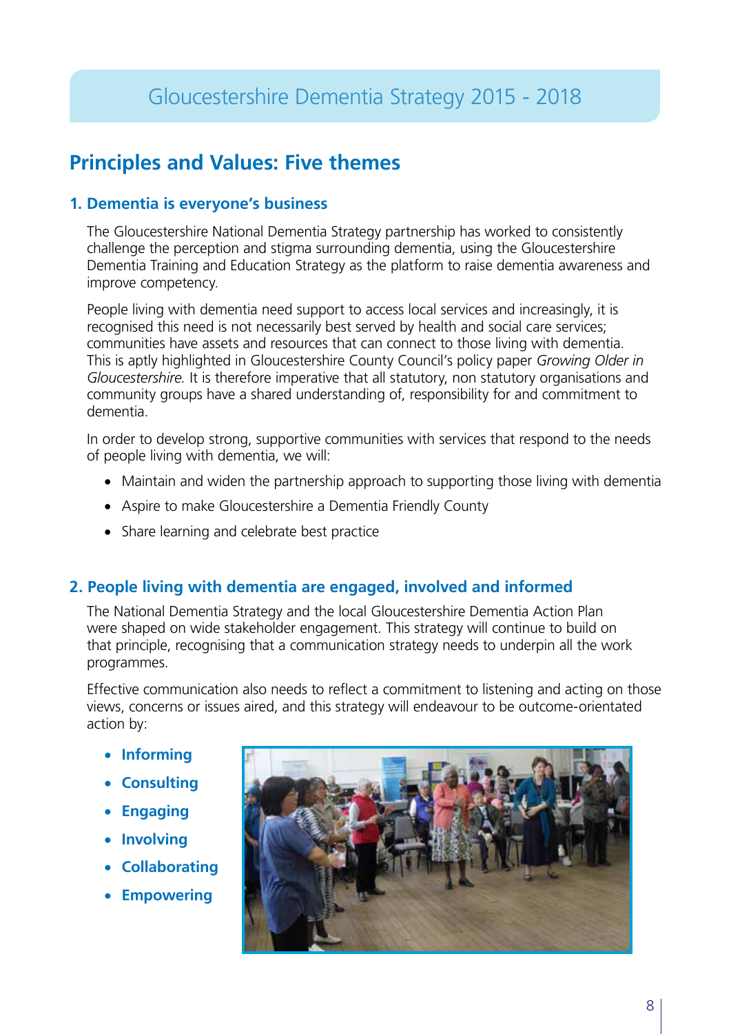# Principles and Values: Five themes

## 1. Dementia is everyone's business

The Gloucestershire National Dementia Strategy partnership has worked to consistently challenge the perception and stigma surrounding dementia, using the Gloucestershire Dementia Training and Education Strategy as the platform to raise dementia awareness and improve competency.

People living with dementia need support to access local services and increasingly, it is recognised this need is not necessarily best served by health and social care services; communities have assets and resources that can connect to those living with dementia. This is aptly highlighted in Gloucestershire County Council's policy paper *Growing Older in Gloucestershire.* It is therefore imperative that all statutory, non statutory organisations and community groups have a shared understanding of, responsibility for and commitment to dementia.

In order to develop strong, supportive communities with services that respond to the needs of people living with dementia, we will:

- Maintain and widen the partnership approach to supporting those living with dementia
- Aspire to make Gloucestershire a Dementia Friendly County
- Share learning and celebrate best practice

## 2. People living with dementia are engaged, involved and informed

The National Dementia Strategy and the local Gloucestershire Dementia Action Plan were shaped on wide stakeholder engagement. This strategy will continue to build on that principle, recognising that a communication strategy needs to underpin all the work programmes.

Effective communication also needs to reflect a commitment to listening and acting on those views, concerns or issues aired, and this strategy will endeavour to be outcome-orientated action by:

- **Informing**
- **Consulting**
- **Engaging**
- **Involving**
- **Collaborating**
- **Empowering**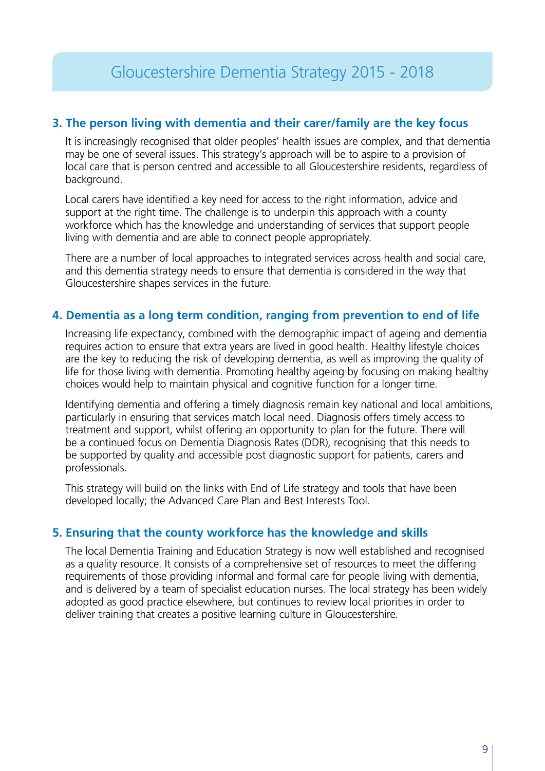## 3. The person living with dementia and their carer/family are the key focus

It is increasingly recognised that older peoples' health issues are complex, and that dementia may be one of several issues. This strategy's approach will be to aspire to a provision of local care that is person centred and accessible to all Gloucestershire residents, regardless of background.

Local carers have identified a key need for access to the right information, advice and support at the right time. The challenge is to underpin this approach with a county workforce which has the knowledge and understanding of services that support people living with dementia and are able to connect people appropriately.

There are a number of local approaches to integrated services across health and social care, and this dementia strategy needs to ensure that dementia is considered in the way that Gloucestershire shapes services in the future.

## 4. Dementia as a long term condition, ranging from prevention to end of life

Increasing life expectancy, combined with the demographic impact of ageing and dementia requires action to ensure that extra years are lived in good health. Healthy lifestyle choices are the key to reducing the risk of developing dementia, as well as improving the quality of life for those living with dementia. Promoting healthy ageing by focusing on making healthy choices would help to maintain physical and cognitive function for a longer time.

Identifying dementia and offering a timely diagnosis remain key national and local ambitions, particularly in ensuring that services match local need. Diagnosis offers timely access to treatment and support, whilst offering an opportunity to plan for the future. There will be a continued focus on Dementia Diagnosis Rates (DDR), recognising that this needs to be supported by quality and accessible post diagnostic support for patients, carers and professionals.

This strategy will build on the links with End of Life strategy and tools that have been developed locally; the Advanced Care Plan and Best Interests Tool.

## 5. Ensuring that the county workforce has the knowledge and skills

The local Dementia Training and Education Strategy is now well established and recognised as a quality resource. It consists of a comprehensive set of resources to meet the differing requirements of those providing informal and formal care for people living with dementia, and is delivered by a team of specialist education nurses. The local strategy has been widely adopted as good practice elsewhere, but continues to review local priorities in order to deliver training that creates a positive learning culture in Gloucestershire.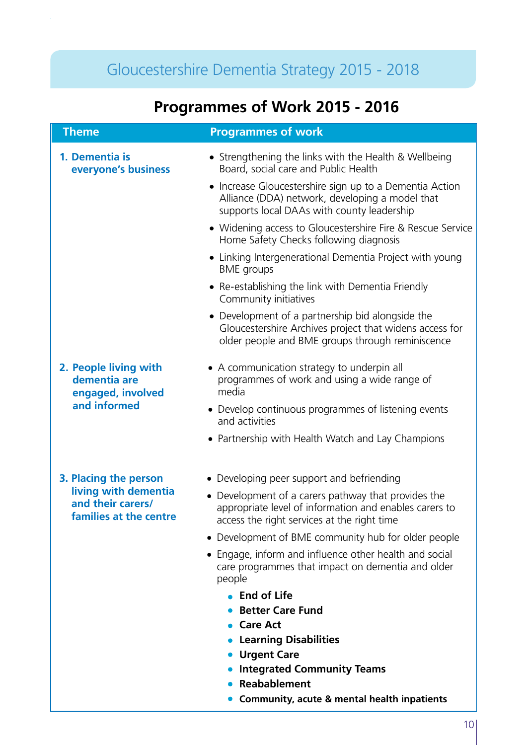# Gloucestershire Dementia Strategy 2015 - 2018

## Programmes of Work 2015 - 2016

| Theme | Programmes of work |
|---|---|
| **1. Dementia is everyone's business** | • Strengthening the links with the Health & Wellbeing Board, social care and Public Health<br>• Increase Gloucestershire sign up to a Dementia Action Alliance (DDA) network, developing a model that supports local DAAs with county leadership<br>• Widening access to Gloucestershire Fire & Rescue Service Home Safety Checks following diagnosis<br>• Linking Intergenerational Dementia Project with young BME groups<br>• Re-establishing the link with Dementia Friendly Community initiatives<br>• Development of a partnership bid alongside the Gloucestershire Archives project that widens access for older people and BME groups through reminiscence |
| **2. People living with dementia are engaged, involved and informed** | • A communication strategy to underpin all programmes of work and using a wide range of media<br>• Develop continuous programmes of listening events and activities<br>• Partnership with Health Watch and Lay Champions |
| **3. Placing the person living with dementia and their carers/ families at the centre** | • Developing peer support and befriending<br>• Development of a carers pathway that provides the appropriate level of information and enables carers to access the right services at the right time<br>• Development of BME community hub for older people<br>• Engage, inform and influence other health and social care programmes that impact on dementia and older people<br>&nbsp;&nbsp;• **End of Life**<br>&nbsp;&nbsp;• **Better Care Fund**<br>&nbsp;&nbsp;• **Care Act**<br>&nbsp;&nbsp;• **Learning Disabilities**<br>&nbsp;&nbsp;• **Urgent Care**<br>&nbsp;&nbsp;• **Integrated Community Teams**<br>&nbsp;&nbsp;• **Reablement**<br>&nbsp;&nbsp;• **Community, acute & mental health inpatients** |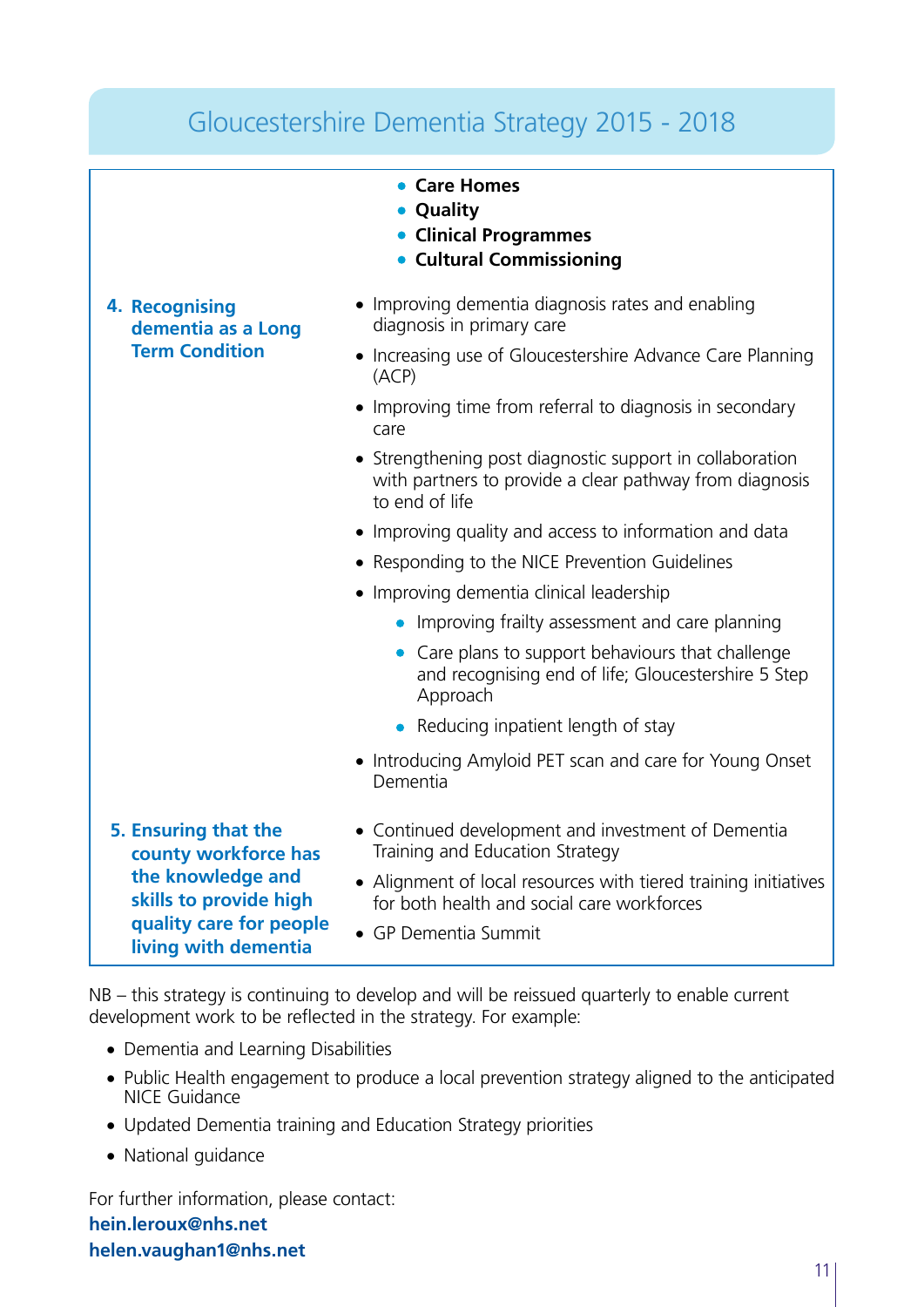| | |
|---|---|
| | • **Care Homes**<br>• **Quality**<br>• **Clinical Programmes**<br>• **Cultural Commissioning** |
| **4. Recognising dementia as a Long Term Condition** | • Improving dementia diagnosis rates and enabling diagnosis in primary care<br>• Increasing use of Gloucestershire Advance Care Planning (ACP)<br>• Improving time from referral to diagnosis in secondary care<br>• Strengthening post diagnostic support in collaboration with partners to provide a clear pathway from diagnosis to end of life<br>• Improving quality and access to information and data<br>• Responding to the NICE Prevention Guidelines<br>• Improving dementia clinical leadership<br>  ◦ Improving frailty assessment and care planning<br>  ◦ Care plans to support behaviours that challenge and recognising end of life; Gloucestershire 5 Step Approach<br>  ◦ Reducing inpatient length of stay<br>• Introducing Amyloid PET scan and care for Young Onset Dementia |
| **5. Ensuring that the county workforce has the knowledge and skills to provide high quality care for people living with dementia** | • Continued development and investment of Dementia Training and Education Strategy<br>• Alignment of local resources with tiered training initiatives for both health and social care workforces<br>• GP Dementia Summit |

NB – this strategy is continuing to develop and will be reissued quarterly to enable current development work to be reflected in the strategy. For example:

- Dementia and Learning Disabilities
- Public Health engagement to produce a local prevention strategy aligned to the anticipated NICE Guidance
- Updated Dementia training and Education Strategy priorities
- National guidance

For further information, please contact:

**hein.leroux@nhs.net**
**helen.vaughan1@nhs.net**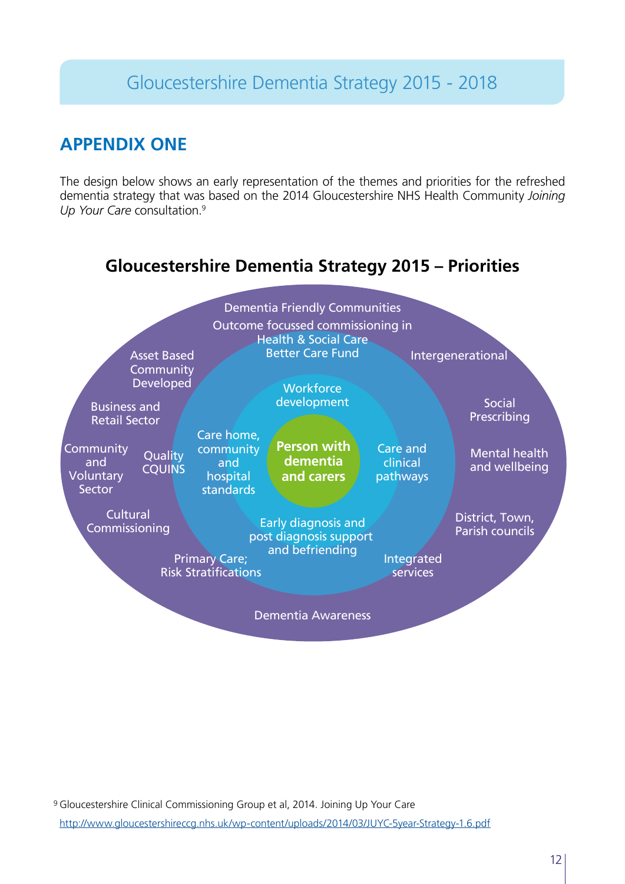## APPENDIX ONE

The design below shows an early representation of the themes and priorities for the refreshed dementia strategy that was based on the 2014 Gloucestershire NHS Health Community *Joining Up Your Care* consultation.[9]

### Gloucestershire Dementia Strategy 2015 – Priorities

**Person with dementia and carers**

Workforce development

Care home, community and hospital standards

Care and clinical pathways

Early diagnosis and post diagnosis support and befriending

Outcome focussed commissioning in Health & Social Care Better Care Fund

Quality COQUINS

Primary Care; Risk Stratifications

Integrated services

Dementia Friendly Communities

Asset Based Community Developed

Intergenerational

Business and Retail Sector

Social Prescribing

Community and Voluntary Sector

Mental health and wellbeing

Cultural Commissioning

District, Town, Parish councils

Dementia Awareness

[9] Gloucestershire Clinical Commissioning Group et al, 2014. Joining Up Your Care http://www.gloucestershireccg.nhs.uk/wp-content/uploads/2014/03/JUYC-5year-Strategy-1.6.pdf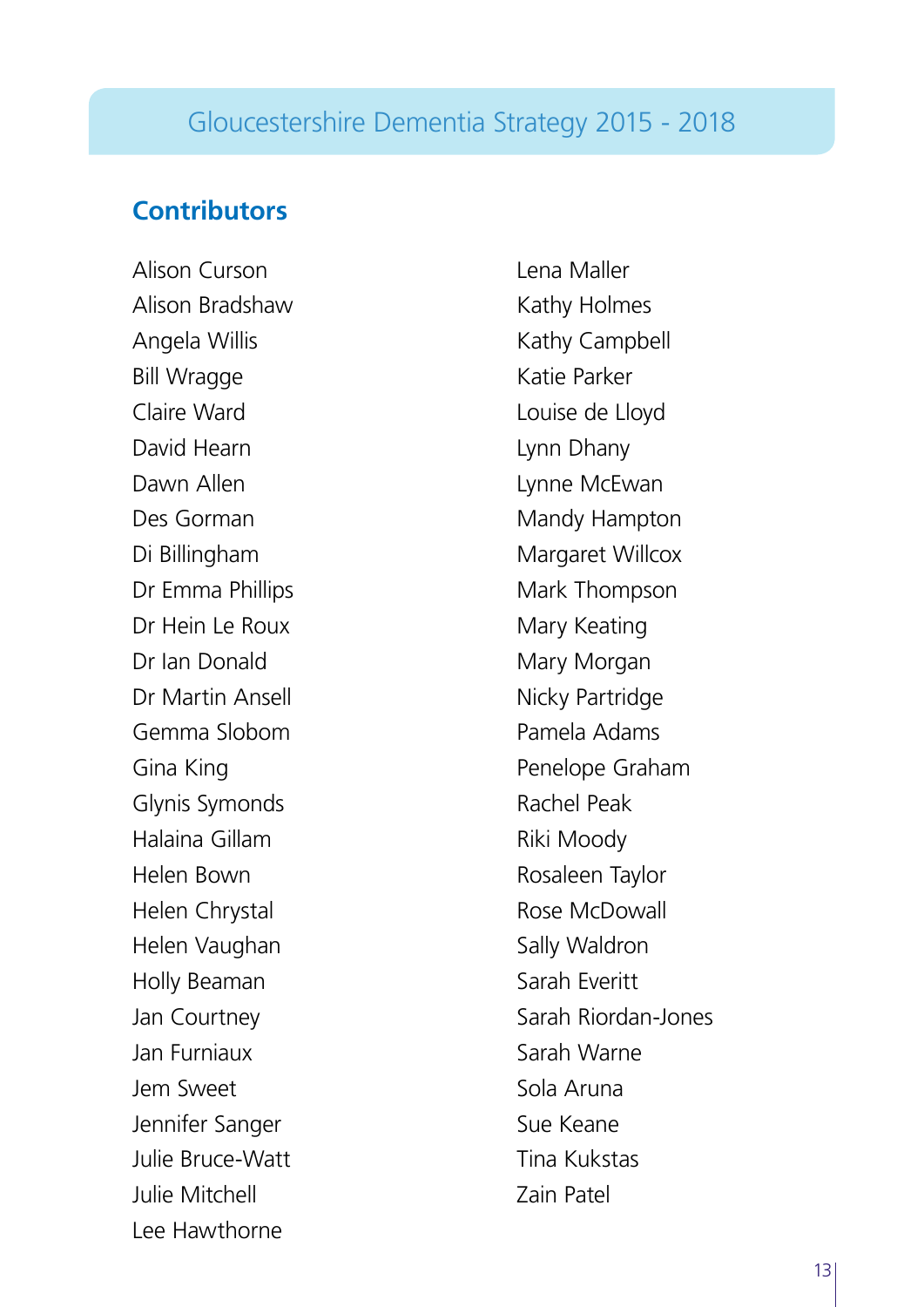## Contributors

Alison Curson
Alison Bradshaw
Angela Willis
Bill Wragge
Claire Ward
David Hearn
Dawn Allen
Des Gorman
Di Billingham
Dr Emma Phillips
Dr Hein Le Roux
Dr Ian Donald
Dr Martin Ansell
Gemma Slobom
Gina King
Glynis Symonds
Halaina Gillam
Helen Bown
Helen Chrystal
Helen Vaughan
Holly Beaman
Jan Courtney
Jan Furniaux
Jem Sweet
Jennifer Sanger
Julie Bruce-Watt
Julie Mitchell
Lee Hawthorne
Lena Maller
Kathy Holmes
Kathy Campbell
Katie Parker
Louise de Lloyd
Lynn Dhany
Lynne McEwan
Mandy Hampton
Margaret Willcox
Mark Thompson
Mary Keating
Mary Morgan
Nicky Partridge
Pamela Adams
Penelope Graham
Rachel Peak
Riki Moody
Rosaleen Taylor
Rose McDowall
Sally Waldron
Sarah Everitt
Sarah Riordan-Jones
Sarah Warne
Sola Aruna
Sue Keane
Tina Kukstas
Zain Patel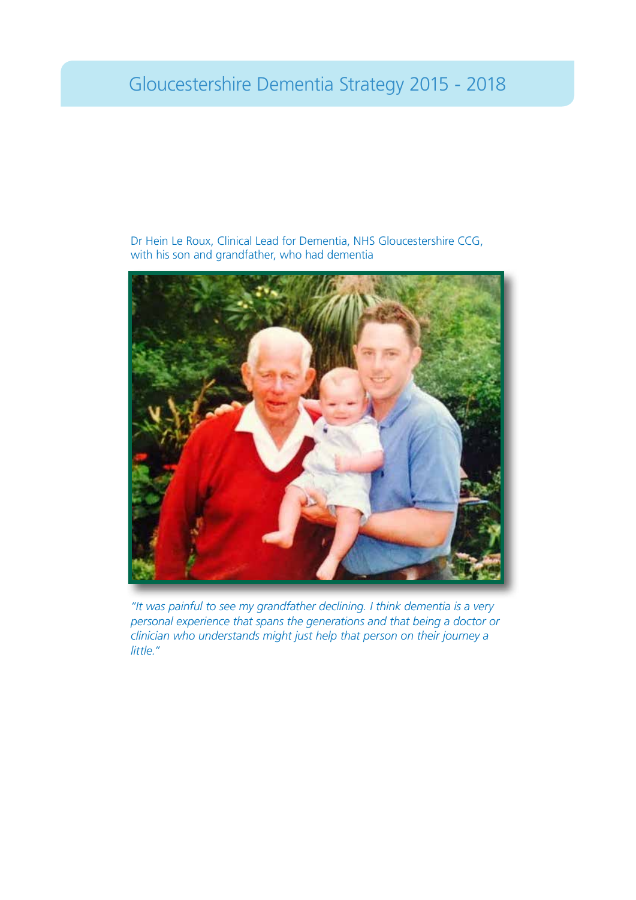Dr Hein Le Roux, Clinical Lead for Dementia, NHS Gloucestershire CCG, with his son and grandfather, who had dementia

*"It was painful to see my grandfather declining. I think dementia is a very personal experience that spans the generations and that being a doctor or clinician who understands might just help that person on their journey a little."*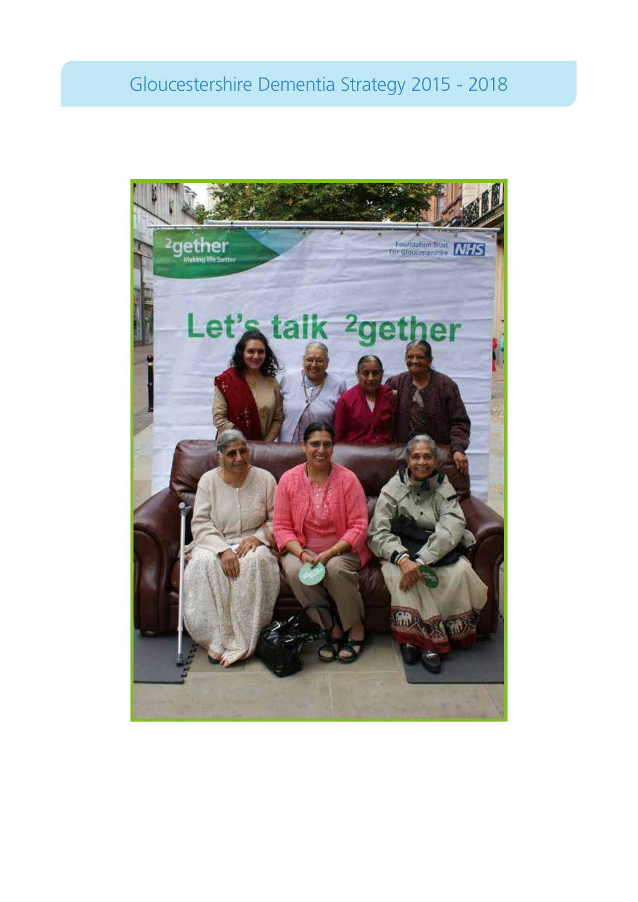Gloucestershire Dementia Strategy 2015 - 2018